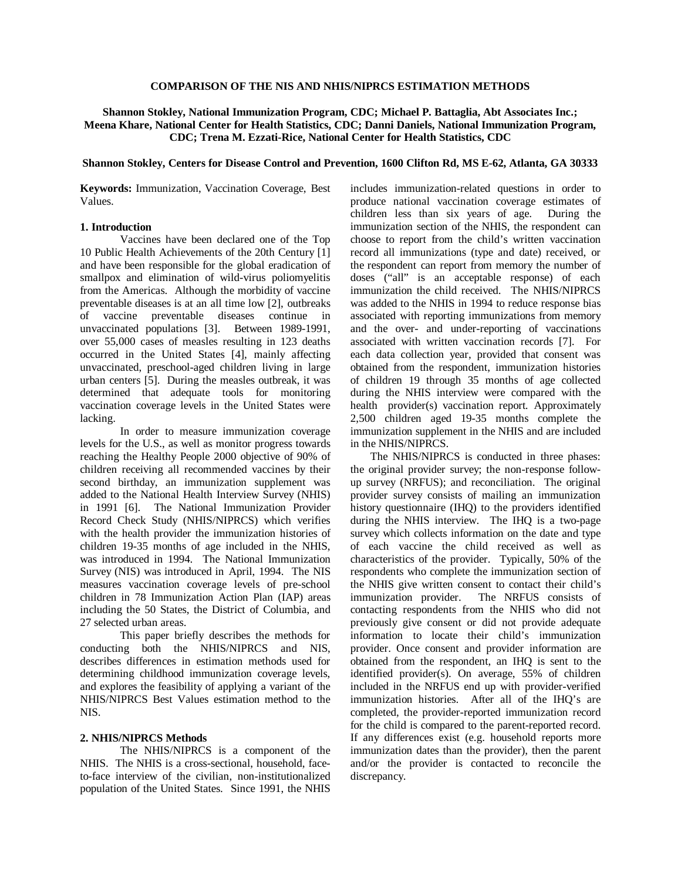# COMPARISON OF THE NIS AND NHIS/NIPRCS ESTIMATION METHODS

**Shannon Stokley, National Immunization Program, CDC; Michael P. Battaglia, Abt Associates Inc.; Meena Khare, National Center for Health Statistics, CDC; Danni Daniels, National Immunization Program, CDC; Trena M. Ezzati-Rice, National Center for Health Statistics, CDC**

**Shannon Stokley, Centers for Disease Control and Prevention, 1600 Clifton Rd, MS E-62, Atlanta, GA 30333**

**Keywords:** Immunization, Vaccination Coverage, Best Values.

## 1. Introduction

Vaccines have been declared one of the Top 10 Public Health Achievements of the 20th Century [1] and have been responsible for the global eradication of smallpox and elimination of wild-virus poliomyelitis from the Americas. Although the morbidity of vaccine preventable diseases is at an all time low [2], outbreaks of vaccine preventable diseases continue in unvaccinated populations [3]. Between 1989-1991, over 55,000 cases of measles resulting in 123 deaths occurred in the United States [4], mainly affecting unvaccinated, preschool-aged children living in large urban centers [5]. During the measles outbreak, it was determined that adequate tools for monitoring vaccination coverage levels in the United States were lacking.

In order to measure immunization coverage levels for the U.S., as well as monitor progress towards reaching the Healthy People 2000 objective of 90% of children receiving all recommended vaccines by their second birthday, an immunization supplement was added to the National Health Interview Survey (NHIS) in 1991 [6]. The National Immunization Provider Record Check Study (NHIS/NIPRCS) which verifies with the health provider the immunization histories of children 19-35 months of age included in the NHIS, was introduced in 1994. The National Immunization Survey (NIS) was introduced in April, 1994. The NIS measures vaccination coverage levels of pre-school children in 78 Immunization Action Plan (IAP) areas including the 50 States, the District of Columbia, and 27 selected urban areas.

This paper briefly describes the methods for conducting both the NHIS/NIPRCS and NIS, describes differences in estimation methods used for determining childhood immunization coverage levels, and explores the feasibility of applying a variant of the NHIS/NIPRCS Best Values estimation method to the NIS.

## 2. NHIS/NIPRCS Methods

The NHIS/NIPRCS is a component of the NHIS. The NHIS is a cross-sectional, household, face-to-face interview of the civilian, non-institutionalized population of the United States. Since 1991, the NHIS includes immunization-related questions in order to produce national vaccination coverage estimates of children less than six years of age. During the immunization section of the NHIS, the respondent can choose to report from the child's written vaccination record all immunizations (type and date) received, or the respondent can report from memory the number of doses ("all" is an acceptable response) of each immunization the child received. The NHIS/NIPRCS was added to the NHIS in 1994 to reduce response bias associated with reporting immunizations from memory and the over- and under-reporting of vaccinations associated with written vaccination records [7]. For each data collection year, provided that consent was obtained from the respondent, immunization histories of children 19 through 35 months of age collected during the NHIS interview were compared with the health provider(s) vaccination report. Approximately 2,500 children aged 19-35 months complete the immunization supplement in the NHIS and are included in the NHIS/NIPRCS.

The NHIS/NIPRCS is conducted in three phases: the original provider survey; the non-response follow-up survey (NRFUS); and reconciliation. The original provider survey consists of mailing an immunization history questionnaire (IHQ) to the providers identified during the NHIS interview. The IHQ is a two-page survey which collects information on the date and type of each vaccine the child received as well as characteristics of the provider. Typically, 50% of the respondents who complete the immunization section of the NHIS give written consent to contact their child's immunization provider. The NRFUS consists of contacting respondents from the NHIS who did not previously give consent or did not provide adequate information to locate their child's immunization provider. Once consent and provider information are obtained from the respondent, an IHQ is sent to the identified provider(s). On average, 55% of children included in the NRFUS end up with provider-verified immunization histories. After all of the IHQ's are completed, the provider-reported immunization record for the child is compared to the parent-reported record. If any differences exist (e.g. household reports more immunization dates than the provider), then the parent and/or the provider is contacted to reconcile the discrepancy.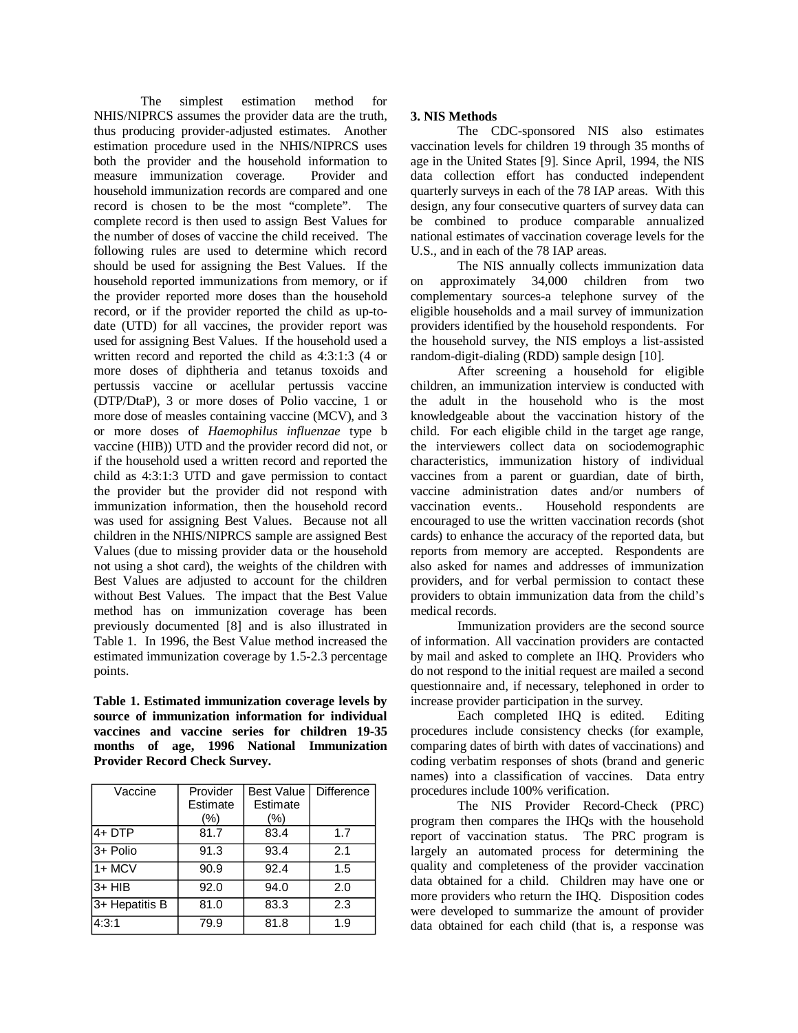The simplest estimation method for NHIS/NIPRCS assumes the provider data are the truth, thus producing provider-adjusted estimates. Another estimation procedure used in the NHIS/NIPRCS uses both the provider and the household information to measure immunization coverage. Provider and household immunization records are compared and one record is chosen to be the most "complete". The complete record is then used to assign Best Values for the number of doses of vaccine the child received. The following rules are used to determine which record should be used for assigning the Best Values. If the household reported immunizations from memory, or if the provider reported more doses than the household record, or if the provider reported the child as up-to-date (UTD) for all vaccines, the provider report was used for assigning Best Values. If the household used a written record and reported the child as 4:3:1:3 (4 or more doses of diphtheria and tetanus toxoids and pertussis vaccine or acellular pertussis vaccine (DTP/DtaP), 3 or more doses of Polio vaccine, 1 or more dose of measles containing vaccine (MCV), and 3 or more doses of *Haemophilus influenzae* type b vaccine (HIB)) UTD and the provider record did not, or if the household used a written record and reported the child as 4:3:1:3 UTD and gave permission to contact the provider but the provider did not respond with immunization information, then the household record was used for assigning Best Values. Because not all children in the NHIS/NIPRCS sample are assigned Best Values (due to missing provider data or the household not using a shot card), the weights of the children with Best Values are adjusted to account for the children without Best Values. The impact that the Best Value method has on immunization coverage has been previously documented [8] and is also illustrated in Table 1. In 1996, the Best Value method increased the estimated immunization coverage by 1.5-2.3 percentage points.

**Table 1. Estimated immunization coverage levels by source of immunization information for individual vaccines and vaccine series for children 19-35 months of age, 1996 National Immunization Provider Record Check Survey.**

| Vaccine | Provider Estimate (%) | Best Value Estimate (%) | Difference |
|---|---|---|---|
| 4+ DTP | 81.7 | 83.4 | 1.7 |
| 3+ Polio | 91.3 | 93.4 | 2.1 |
| 1+ MCV | 90.9 | 92.4 | 1.5 |
| 3+ HIB | 92.0 | 94.0 | 2.0 |
| 3+ Hepatitis B | 81.0 | 83.3 | 2.3 |
| 4:3:1 | 79.9 | 81.8 | 1.9 |

### 3. NIS Methods

The CDC-sponsored NIS also estimates vaccination levels for children 19 through 35 months of age in the United States [9]. Since April, 1994, the NIS data collection effort has conducted independent quarterly surveys in each of the 78 IAP areas. With this design, any four consecutive quarters of survey data can be combined to produce comparable annualized national estimates of vaccination coverage levels for the U.S., and in each of the 78 IAP areas.

The NIS annually collects immunization data on approximately 34,000 children from two complementary sources-a telephone survey of the eligible households and a mail survey of immunization providers identified by the household respondents. For the household survey, the NIS employs a list-assisted random-digit-dialing (RDD) sample design [10].

After screening a household for eligible children, an immunization interview is conducted with the adult in the household who is the most knowledgeable about the vaccination history of the child. For each eligible child in the target age range, the interviewers collect data on sociodemographic characteristics, immunization history of individual vaccines from a parent or guardian, date of birth, vaccine administration dates and/or numbers of vaccination events.. Household respondents are encouraged to use the written vaccination records (shot cards) to enhance the accuracy of the reported data, but reports from memory are accepted. Respondents are also asked for names and addresses of immunization providers, and for verbal permission to contact these providers to obtain immunization data from the child's medical records.

Immunization providers are the second source of information. All vaccination providers are contacted by mail and asked to complete an IHQ. Providers who do not respond to the initial request are mailed a second questionnaire and, if necessary, telephoned in order to increase provider participation in the survey.

Each completed IHQ is edited. Editing procedures include consistency checks (for example, comparing dates of birth with dates of vaccinations) and coding verbatim responses of shots (brand and generic names) into a classification of vaccines. Data entry procedures include 100% verification.

The NIS Provider Record-Check (PRC) program then compares the IHQs with the household report of vaccination status. The PRC program is largely an automated process for determining the quality and completeness of the provider vaccination data obtained for a child. Children may have one or more providers who return the IHQ. Disposition codes were developed to summarize the amount of provider data obtained for each child (that is, a response was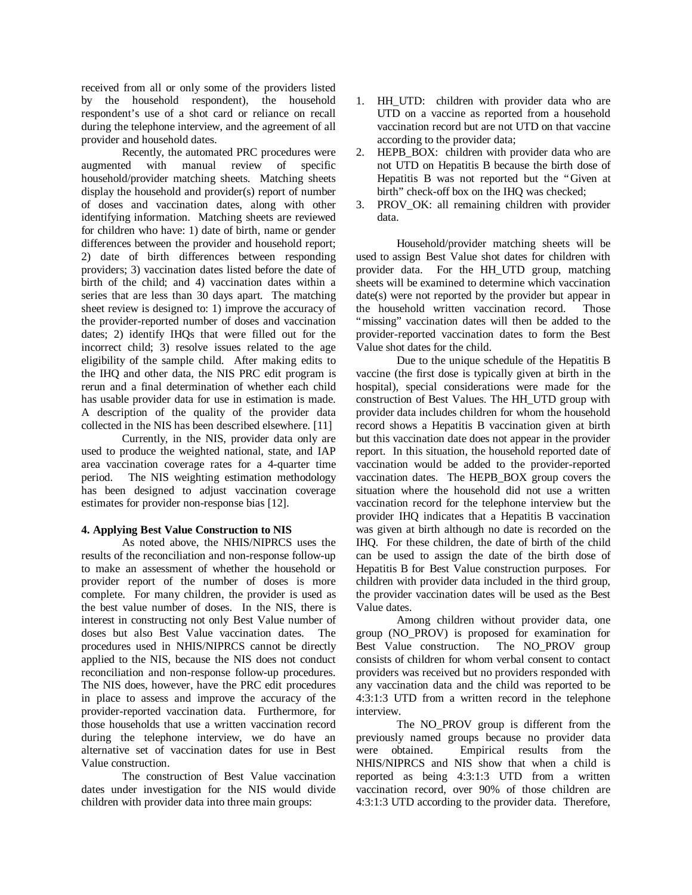received from all or only some of the providers listed by the household respondent), the household respondent's use of a shot card or reliance on recall during the telephone interview, and the agreement of all provider and household dates.

Recently, the automated PRC procedures were augmented with manual review of specific household/provider matching sheets. Matching sheets display the household and provider(s) report of number of doses and vaccination dates, along with other identifying information. Matching sheets are reviewed for children who have: 1) date of birth, name or gender differences between the provider and household report; 2) date of birth differences between responding providers; 3) vaccination dates listed before the date of birth of the child; and 4) vaccination dates within a series that are less than 30 days apart. The matching sheet review is designed to: 1) improve the accuracy of the provider-reported number of doses and vaccination dates; 2) identify IHQs that were filled out for the incorrect child; 3) resolve issues related to the age eligibility of the sample child. After making edits to the IHQ and other data, the NIS PRC edit program is rerun and a final determination of whether each child has usable provider data for use in estimation is made. A description of the quality of the provider data collected in the NIS has been described elsewhere. [11]

Currently, in the NIS, provider data only are used to produce the weighted national, state, and IAP area vaccination coverage rates for a 4-quarter time period. The NIS weighting estimation methodology has been designed to adjust vaccination coverage estimates for provider non-response bias [12].

**4. Applying Best Value Construction to NIS**

As noted above, the NHIS/NIPRCS uses the results of the reconciliation and non-response follow-up to make an assessment of whether the household or provider report of the number of doses is more complete. For many children, the provider is used as the best value number of doses. In the NIS, there is interest in constructing not only Best Value number of doses but also Best Value vaccination dates. The procedures used in NHIS/NIPRCS cannot be directly applied to the NIS, because the NIS does not conduct reconciliation and non-response follow-up procedures. The NIS does, however, have the PRC edit procedures in place to assess and improve the accuracy of the provider-reported vaccination data. Furthermore, for those households that use a written vaccination record during the telephone interview, we do have an alternative set of vaccination dates for use in Best Value construction.

The construction of Best Value vaccination dates under investigation for the NIS would divide children with provider data into three main groups:

1. HH_UTD: children with provider data who are UTD on a vaccine as reported from a household vaccination record but are not UTD on that vaccine according to the provider data;
2. HEPB_BOX: children with provider data who are not UTD on Hepatitis B because the birth dose of Hepatitis B was not reported but the "Given at birth" check-off box on the IHQ was checked;
3. PROV_OK: all remaining children with provider data.

Household/provider matching sheets will be used to assign Best Value shot dates for children with provider data. For the HH_UTD group, matching sheets will be examined to determine which vaccination date(s) were not reported by the provider but appear in the household written vaccination record. Those "missing" vaccination dates will then be added to the provider-reported vaccination dates to form the Best Value shot dates for the child.

Due to the unique schedule of the Hepatitis B vaccine (the first dose is typically given at birth in the hospital), special considerations were made for the construction of Best Values. The HH_UTD group with provider data includes children for whom the household record shows a Hepatitis B vaccination given at birth but this vaccination date does not appear in the provider report. In this situation, the household reported date of vaccination would be added to the provider-reported vaccination dates. The HEPB_BOX group covers the situation where the household did not use a written vaccination record for the telephone interview but the provider IHQ indicates that a Hepatitis B vaccination was given at birth although no date is recorded on the IHQ. For these children, the date of birth of the child can be used to assign the date of the birth dose of Hepatitis B for Best Value construction purposes. For children with provider data included in the third group, the provider vaccination dates will be used as the Best Value dates.

Among children without provider data, one group (NO_PROV) is proposed for examination for Best Value construction. The NO_PROV group consists of children for whom verbal consent to contact providers was received but no providers responded with any vaccination data and the child was reported to be 4:3:1:3 UTD from a written record in the telephone interview.

The NO_PROV group is different from the previously named groups because no provider data were obtained. Empirical results from the NHIS/NIPRCS and NIS show that when a child is reported as being 4:3:1:3 UTD from a written vaccination record, over 90% of those children are 4:3:1:3 UTD according to the provider data. Therefore,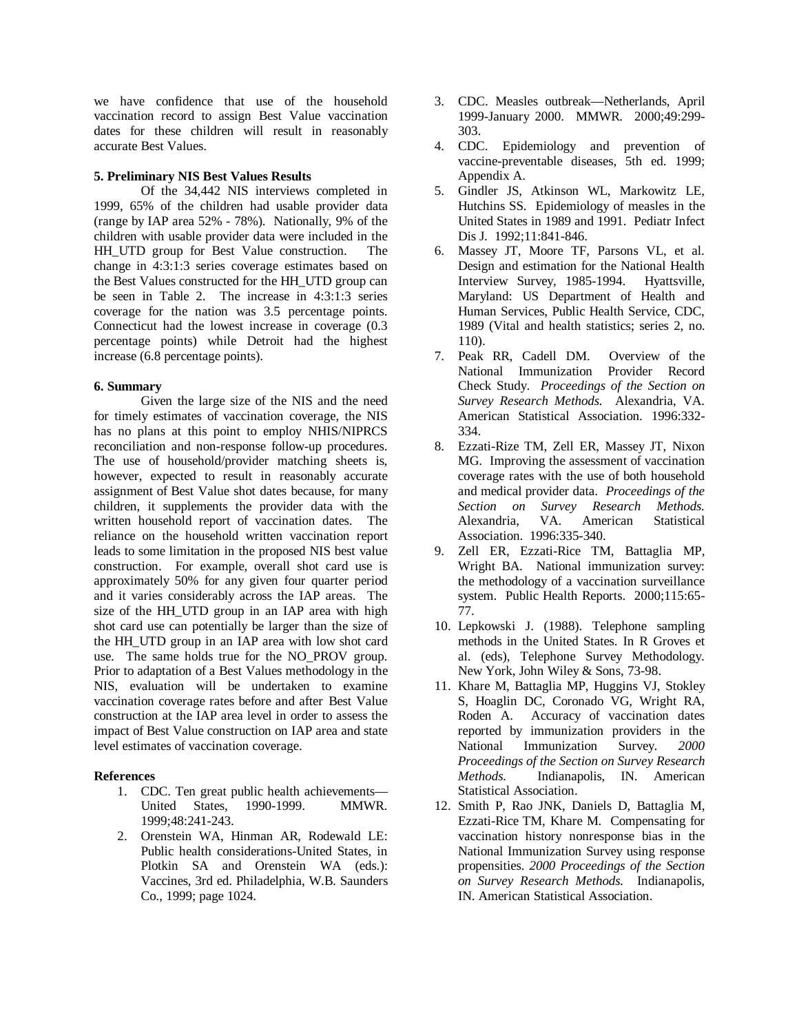we have confidence that use of the household vaccination record to assign Best Value vaccination dates for these children will result in reasonably accurate Best Values.

### 5. Preliminary NIS Best Values Results

Of the 34,442 NIS interviews completed in 1999, 65% of the children had usable provider data (range by IAP area 52% - 78%). Nationally, 9% of the children with usable provider data were included in the HH_UTD group for Best Value construction. The change in 4:3:1:3 series coverage estimates based on the Best Values constructed for the HH_UTD group can be seen in Table 2. The increase in 4:3:1:3 series coverage for the nation was 3.5 percentage points. Connecticut had the lowest increase in coverage (0.3 percentage points) while Detroit had the highest increase (6.8 percentage points).

### 6. Summary

Given the large size of the NIS and the need for timely estimates of vaccination coverage, the NIS has no plans at this point to employ NHIS/NIPRCS reconciliation and non-response follow-up procedures. The use of household/provider matching sheets is, however, expected to result in reasonably accurate assignment of Best Value shot dates because, for many children, it supplements the provider data with the written household report of vaccination dates. The reliance on the household written vaccination report leads to some limitation in the proposed NIS best value construction. For example, overall shot card use is approximately 50% for any given four quarter period and it varies considerably across the IAP areas. The size of the HH_UTD group in an IAP area with high shot card use can potentially be larger than the size of the HH_UTD group in an IAP area with low shot card use. The same holds true for the NO_PROV group. Prior to adaptation of a Best Values methodology in the NIS, evaluation will be undertaken to examine vaccination coverage rates before and after Best Value construction at the IAP area level in order to assess the impact of Best Value construction on IAP area and state level estimates of vaccination coverage.

### References

1. CDC. Ten great public health achievements—United States, 1990-1999. MMWR. 1999;48:241-243.
2. Orenstein WA, Hinman AR, Rodewald LE: Public health considerations-United States, in Plotkin SA and Orenstein WA (eds.): Vaccines, 3rd ed. Philadelphia, W.B. Saunders Co., 1999; page 1024.
3. CDC. Measles outbreak—Netherlands, April 1999-January 2000. MMWR. 2000;49:299-303.
4. CDC. Epidemiology and prevention of vaccine-preventable diseases, 5th ed. 1999; Appendix A.
5. Gindler JS, Atkinson WL, Markowitz LE, Hutchins SS. Epidemiology of measles in the United States in 1989 and 1991. Pediatr Infect Dis J. 1992;11:841-846.
6. Massey JT, Moore TF, Parsons VL, et al. Design and estimation for the National Health Interview Survey, 1985-1994. Hyattsville, Maryland: US Department of Health and Human Services, Public Health Service, CDC, 1989 (Vital and health statistics; series 2, no. 110).
7. Peak RR, Cadell DM. Overview of the National Immunization Provider Record Check Study. *Proceedings of the Section on Survey Research Methods.* Alexandria, VA. American Statistical Association. 1996:332-334.
8. Ezzati-Rize TM, Zell ER, Massey JT, Nixon MG. Improving the assessment of vaccination coverage rates with the use of both household and medical provider data. *Proceedings of the Section on Survey Research Methods.* Alexandria, VA. American Statistical Association. 1996:335-340.
9. Zell ER, Ezzati-Rice TM, Battaglia MP, Wright BA. National immunization survey: the methodology of a vaccination surveillance system. Public Health Reports. 2000;115:65-77.
10. Lepkowski J. (1988). Telephone sampling methods in the United States. In R Groves et al. (eds), Telephone Survey Methodology. New York, John Wiley & Sons, 73-98.
11. Khare M, Battaglia MP, Huggins VJ, Stokley S, Hoaglin DC, Coronado VG, Wright RA, Roden A. Accuracy of vaccination dates reported by immunization providers in the National Immunization Survey. *2000 Proceedings of the Section on Survey Research Methods.* Indianapolis, IN. American Statistical Association.
12. Smith P, Rao JNK, Daniels D, Battaglia M, Ezzati-Rice TM, Khare M. Compensating for vaccination history nonresponse bias in the National Immunization Survey using response propensities. *2000 Proceedings of the Section on Survey Research Methods.* Indianapolis, IN. American Statistical Association.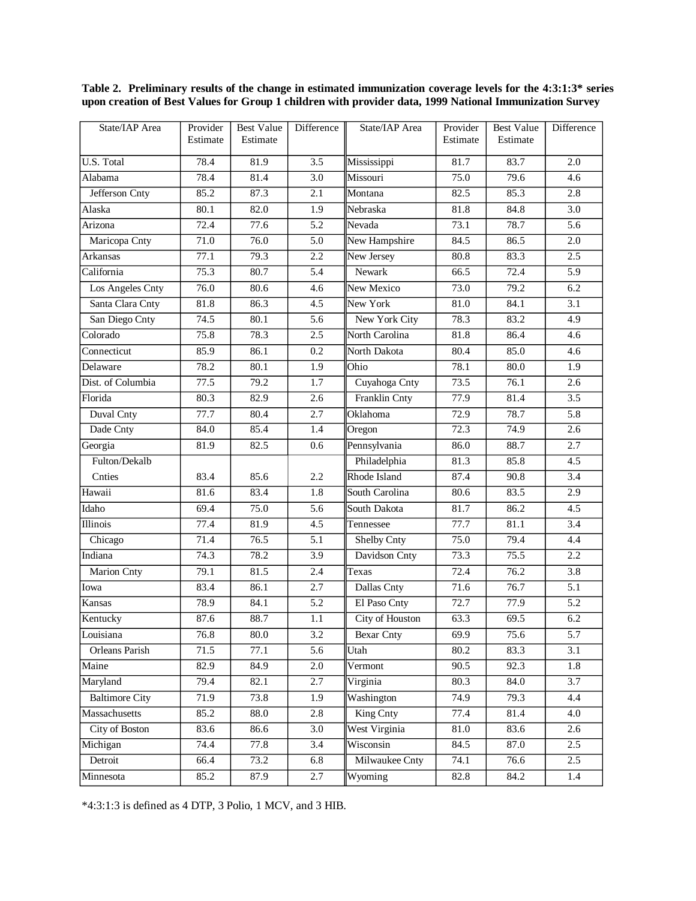**Table 2. Preliminary results of the change in estimated immunization coverage levels for the 4:3:1:3* series upon creation of Best Values for Group 1 children with provider data, 1999 National Immunization Survey**

| State/IAP Area | Provider Estimate | Best Value Estimate | Difference | State/IAP Area | Provider Estimate | Best Value Estimate | Difference |
|---|---|---|---|---|---|---|---|
| U.S. Total | 78.4 | 81.9 | 3.5 | Mississippi | 81.7 | 83.7 | 2.0 |
| Alabama | 78.4 | 81.4 | 3.0 | Missouri | 75.0 | 79.6 | 4.6 |
| Jefferson Cnty | 85.2 | 87.3 | 2.1 | Montana | 82.5 | 85.3 | 2.8 |
| Alaska | 80.1 | 82.0 | 1.9 | Nebraska | 81.8 | 84.8 | 3.0 |
| Arizona | 72.4 | 77.6 | 5.2 | Nevada | 73.1 | 78.7 | 5.6 |
| Maricopa Cnty | 71.0 | 76.0 | 5.0 | New Hampshire | 84.5 | 86.5 | 2.0 |
| Arkansas | 77.1 | 79.3 | 2.2 | New Jersey | 80.8 | 83.3 | 2.5 |
| California | 75.3 | 80.7 | 5.4 | Newark | 66.5 | 72.4 | 5.9 |
| Los Angeles Cnty | 76.0 | 80.6 | 4.6 | New Mexico | 73.0 | 79.2 | 6.2 |
| Santa Clara Cnty | 81.8 | 86.3 | 4.5 | New York | 81.0 | 84.1 | 3.1 |
| San Diego Cnty | 74.5 | 80.1 | 5.6 | New York City | 78.3 | 83.2 | 4.9 |
| Colorado | 75.8 | 78.3 | 2.5 | North Carolina | 81.8 | 86.4 | 4.6 |
| Connecticut | 85.9 | 86.1 | 0.2 | North Dakota | 80.4 | 85.0 | 4.6 |
| Delaware | 78.2 | 80.1 | 1.9 | Ohio | 78.1 | 80.0 | 1.9 |
| Dist. of Columbia | 77.5 | 79.2 | 1.7 | Cuyahoga Cnty | 73.5 | 76.1 | 2.6 |
| Florida | 80.3 | 82.9 | 2.6 | Franklin Cnty | 77.9 | 81.4 | 3.5 |
| Duval Cnty | 77.7 | 80.4 | 2.7 | Oklahoma | 72.9 | 78.7 | 5.8 |
| Dade Cnty | 84.0 | 85.4 | 1.4 | Oregon | 72.3 | 74.9 | 2.6 |
| Georgia | 81.9 | 82.5 | 0.6 | Pennsylvania | 86.0 | 88.7 | 2.7 |
| Fulton/Dekalb Cnties | 83.4 | 85.6 | 2.2 | Philadelphia | 81.3 | 85.8 | 4.5 |
| | | | | Rhode Island | 87.4 | 90.8 | 3.4 |
| Hawaii | 81.6 | 83.4 | 1.8 | South Carolina | 80.6 | 83.5 | 2.9 |
| Idaho | 69.4 | 75.0 | 5.6 | South Dakota | 81.7 | 86.2 | 4.5 |
| Illinois | 77.4 | 81.9 | 4.5 | Tennessee | 77.7 | 81.1 | 3.4 |
| Chicago | 71.4 | 76.5 | 5.1 | Shelby Cnty | 75.0 | 79.4 | 4.4 |
| Indiana | 74.3 | 78.2 | 3.9 | Davidson Cnty | 73.3 | 75.5 | 2.2 |
| Marion Cnty | 79.1 | 81.5 | 2.4 | Texas | 72.4 | 76.2 | 3.8 |
| Iowa | 83.4 | 86.1 | 2.7 | Dallas Cnty | 71.6 | 76.7 | 5.1 |
| Kansas | 78.9 | 84.1 | 5.2 | El Paso Cnty | 72.7 | 77.9 | 5.2 |
| Kentucky | 87.6 | 88.7 | 1.1 | City of Houston | 63.3 | 69.5 | 6.2 |
| Louisiana | 76.8 | 80.0 | 3.2 | Bexar Cnty | 69.9 | 75.6 | 5.7 |
| Orleans Parish | 71.5 | 77.1 | 5.6 | Utah | 80.2 | 83.3 | 3.1 |
| Maine | 82.9 | 84.9 | 2.0 | Vermont | 90.5 | 92.3 | 1.8 |
| Maryland | 79.4 | 82.1 | 2.7 | Virginia | 80.3 | 84.0 | 3.7 |
| Baltimore City | 71.9 | 73.8 | 1.9 | Washington | 74.9 | 79.3 | 4.4 |
| Massachusetts | 85.2 | 88.0 | 2.8 | King Cnty | 77.4 | 81.4 | 4.0 |
| City of Boston | 83.6 | 86.6 | 3.0 | West Virginia | 81.0 | 83.6 | 2.6 |
| Michigan | 74.4 | 77.8 | 3.4 | Wisconsin | 84.5 | 87.0 | 2.5 |
| Detroit | 66.4 | 73.2 | 6.8 | Milwaukee Cnty | 74.1 | 76.6 | 2.5 |
| Minnesota | 85.2 | 87.9 | 2.7 | Wyoming | 82.8 | 84.2 | 1.4 |

*4:3:1:3 is defined as 4 DTP, 3 Polio, 1 MCV, and 3 HIB.